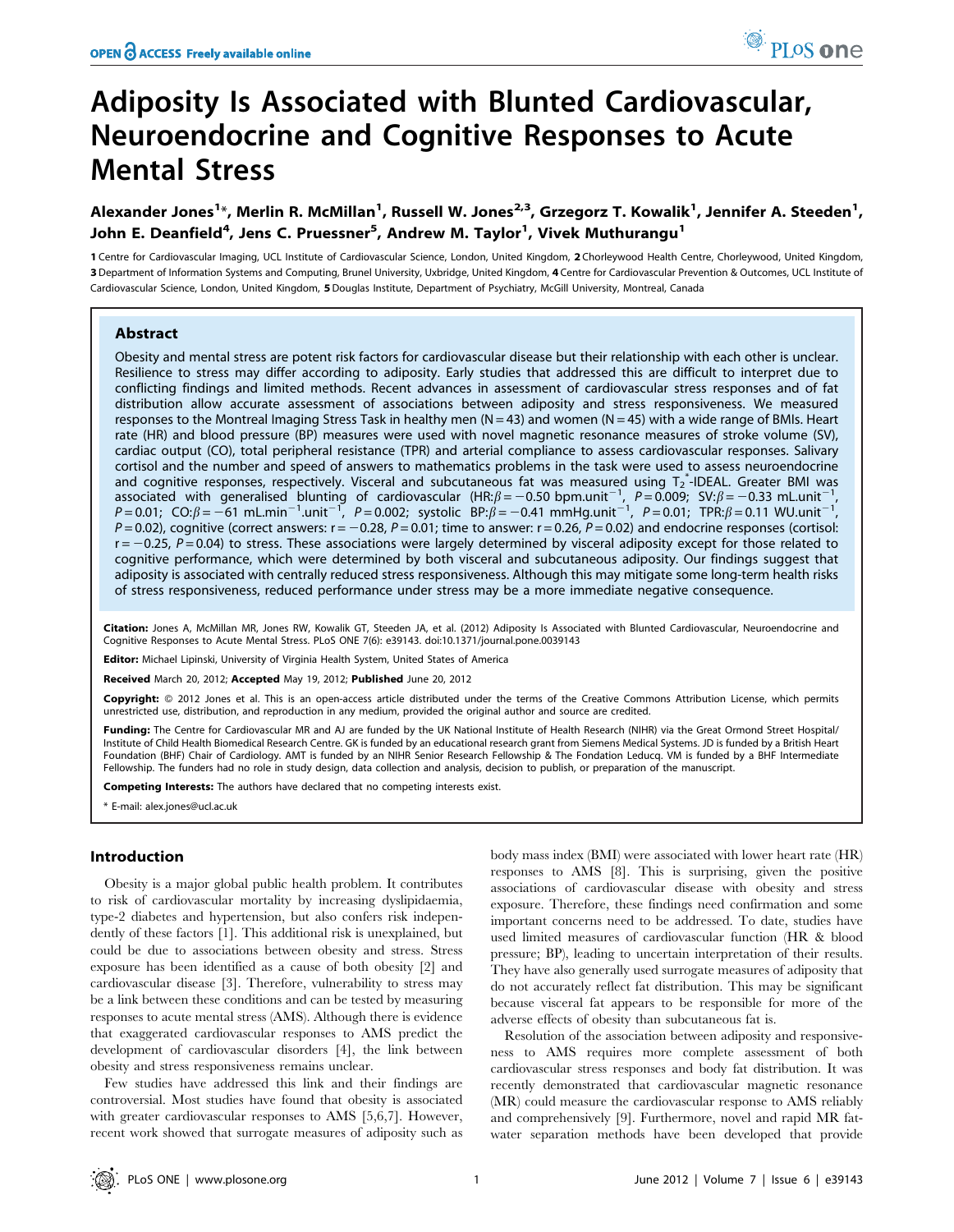# Adiposity Is Associated with Blunted Cardiovascular, Neuroendocrine and Cognitive Responses to Acute Mental Stress

**Alexander Jones[1]\*, Merlin R. McMillan[1], Russell W. Jones[2,3], Grzegorz T. Kowalik[1], Jennifer A. Steeden[1], John E. Deanfield[4], Jens C. Pruessner[5], Andrew M. Taylor[1], Vivek Muthurangu[1]**

1 Centre for Cardiovascular Imaging, UCL Institute of Cardiovascular Science, London, United Kingdom, 2 Chorleywood Health Centre, Chorleywood, United Kingdom, 3 Department of Information Systems and Computing, Brunel University, Uxbridge, United Kingdom, 4 Centre for Cardiovascular Prevention & Outcomes, UCL Institute of Cardiovascular Science, London, United Kingdom, 5 Douglas Institute, Department of Psychiatry, McGill University, Montreal, Canada

## Abstract

Obesity and mental stress are potent risk factors for cardiovascular disease but their relationship with each other is unclear. Resilience to stress may differ according to adiposity. Early studies that addressed this are difficult to interpret due to conflicting findings and limited methods. Recent advances in assessment of cardiovascular stress responses and of fat distribution allow accurate assessment of associations between adiposity and stress responsiveness. We measured responses to the Montreal Imaging Stress Task in healthy men (N = 43) and women (N = 45) with a wide range of BMIs. Heart rate (HR) and blood pressure (BP) measures were used with novel magnetic resonance measures of stroke volume (SV), cardiac output (CO), total peripheral resistance (TPR) and arterial compliance to assess cardiovascular responses. Salivary cortisol and the number and speed of answers to mathematics problems in the task were used to assess neuroendocrine and cognitive responses, respectively. Visceral and subcutaneous fat was measured using $T_2^*$-IDEAL. Greater BMI was associated with generalised blunting of cardiovascular (HR:$\beta = -0.50$ bpm.unit$^{-1}$, $P = 0.009$; SV:$\beta = -0.33$ mL.unit$^{-1}$, $P = 0.01$; CO:$\beta = -61$ mL.min$^{-1}$.unit$^{-1}$, $P = 0.002$; systolic BP:$\beta = -0.41$ mmHg.unit$^{-1}$, $P = 0.01$; TPR:$\beta = 0.11$ WU.unit$^{-1}$, $P = 0.02$), cognitive (correct answers: $r = -0.28$, $P = 0.01$; time to answer: $r = 0.26$, $P = 0.02$) and endocrine responses (cortisol: $r = -0.25$, $P = 0.04$) to stress. These associations were largely determined by visceral adiposity except for those related to cognitive performance, which were determined by both visceral and subcutaneous adiposity. Our findings suggest that adiposity is associated with centrally reduced stress responsiveness. Although this may mitigate some long-term health risks of stress responsiveness, reduced performance under stress may be a more immediate negative consequence.

**Citation:** Jones A, McMillan MR, Jones RW, Kowalik GT, Steeden JA, et al. (2012) Adiposity Is Associated with Blunted Cardiovascular, Neuroendocrine and Cognitive Responses to Acute Mental Stress. PLoS ONE 7(6): e39143. doi:10.1371/journal.pone.0039143

**Editor:** Michael Lipinski, University of Virginia Health System, United States of America

**Received** March 20, 2012; **Accepted** May 19, 2012; **Published** June 20, 2012

**Copyright:** © 2012 Jones et al. This is an open-access article distributed under the terms of the Creative Commons Attribution License, which permits unrestricted use, distribution, and reproduction in any medium, provided the original author and source are credited.

**Funding:** The Centre for Cardiovascular MR and AJ are funded by the UK National Institute of Health Research (NIHR) via the Great Ormond Street Hospital/Institute of Child Health Biomedical Research Centre. GK is funded by an educational research grant from Siemens Medical Systems. JD is funded by a British Heart Foundation (BHF) Chair of Cardiology. AMT is funded by an NIHR Senior Research Fellowship & The Fondation Leducq. VM is funded by a BHF Intermediate Fellowship. The funders had no role in study design, data collection and analysis, decision to publish, or preparation of the manuscript.

**Competing Interests:** The authors have declared that no competing interests exist.

\* E-mail: alex.jones@ucl.ac.uk

## Introduction

Obesity is a major global public health problem. It contributes to risk of cardiovascular mortality by increasing dyslipidaemia, type-2 diabetes and hypertension, but also confers risk independently of these factors [1]. This additional risk is unexplained, but could be due to associations between obesity and stress. Stress exposure has been identified as a cause of both obesity [2] and cardiovascular disease [3]. Therefore, vulnerability to stress may be a link between these conditions and can be tested by measuring responses to acute mental stress (AMS). Although there is evidence that exaggerated cardiovascular responses to AMS predict the development of cardiovascular disorders [4], the link between obesity and stress responsiveness remains unclear.

Few studies have addressed this link and their findings are controversial. Most studies have found that obesity is associated with greater cardiovascular responses to AMS [5,6,7]. However, recent work showed that surrogate measures of adiposity such as body mass index (BMI) were associated with lower heart rate (HR) responses to AMS [8]. This is surprising, given the positive associations of cardiovascular disease with obesity and stress exposure. Therefore, these findings need confirmation and some important concerns need to be addressed. To date, studies have used limited measures of cardiovascular function (HR & blood pressure; BP), leading to uncertain interpretation of their results. They have also generally used surrogate measures of adiposity that do not accurately reflect fat distribution. This may be significant because visceral fat appears to be responsible for more of the adverse effects of obesity than subcutaneous fat is.

Resolution of the association between adiposity and responsiveness to AMS requires more complete assessment of both cardiovascular stress responses and body fat distribution. It was recently demonstrated that cardiovascular magnetic resonance (MR) could measure the cardiovascular response to AMS reliably and comprehensively [9]. Furthermore, novel and rapid MR fat-water separation methods have been developed that provide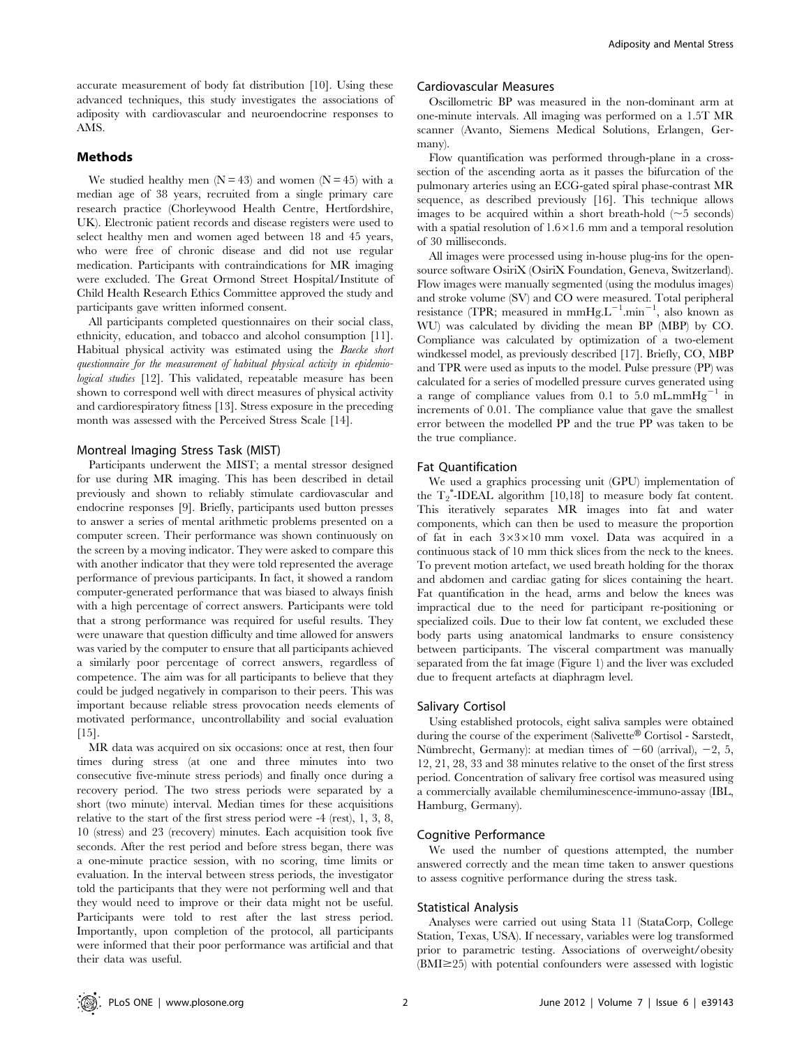accurate measurement of body fat distribution [10]. Using these advanced techniques, this study investigates the associations of adiposity with cardiovascular and neuroendocrine responses to AMS.

## Methods

We studied healthy men (N = 43) and women (N = 45) with a median age of 38 years, recruited from a single primary care research practice (Chorleywood Health Centre, Hertfordshire, UK). Electronic patient records and disease registers were used to select healthy men and women aged between 18 and 45 years, who were free of chronic disease and did not use regular medication. Participants with contraindications for MR imaging were excluded. The Great Ormond Street Hospital/Institute of Child Health Research Ethics Committee approved the study and participants gave written informed consent.

All participants completed questionnaires on their social class, ethnicity, education, and tobacco and alcohol consumption [11]. Habitual physical activity was estimated using the *Baecke short questionnaire for the measurement of habitual physical activity in epidemiological studies* [12]. This validated, repeatable measure has been shown to correspond well with direct measures of physical activity and cardiorespiratory fitness [13]. Stress exposure in the preceding month was assessed with the Perceived Stress Scale [14].

### Montreal Imaging Stress Task (MIST)

Participants underwent the MIST; a mental stressor designed for use during MR imaging. This has been described in detail previously and shown to reliably stimulate cardiovascular and endocrine responses [9]. Briefly, participants used button presses to answer a series of mental arithmetic problems presented on a computer screen. Their performance was shown continuously on the screen by a moving indicator. They were asked to compare this with another indicator that they were told represented the average performance of previous participants. In fact, it showed a random computer-generated performance that was biased to always finish with a high percentage of correct answers. Participants were told that a strong performance was required for useful results. They were unaware that question difficulty and time allowed for answers was varied by the computer to ensure that all participants achieved a similarly poor percentage of correct answers, regardless of competence. The aim was for all participants to believe that they could be judged negatively in comparison to their peers. This was important because reliable stress provocation needs elements of motivated performance, uncontrollability and social evaluation [15].

MR data was acquired on six occasions: once at rest, then four times during stress (at one and three minutes into two consecutive five-minute stress periods) and finally once during a recovery period. The two stress periods were separated by a short (two minute) interval. Median times for these acquisitions relative to the start of the first stress period were -4 (rest), 1, 3, 8, 10 (stress) and 23 (recovery) minutes. Each acquisition took five seconds. After the rest period and before stress began, there was a one-minute practice session, with no scoring, time limits or evaluation. In the interval between stress periods, the investigator told the participants that they were not performing well and that they would need to improve or their data might not be useful. Participants were told to rest after the last stress period. Importantly, upon completion of the protocol, all participants were informed that their poor performance was artificial and that their data was useful.

### Cardiovascular Measures

Oscillometric BP was measured in the non-dominant arm at one-minute intervals. All imaging was performed on a 1.5T MR scanner (Avanto, Siemens Medical Solutions, Erlangen, Germany).

Flow quantification was performed through-plane in a cross-section of the ascending aorta as it passes the bifurcation of the pulmonary arteries using an ECG-gated spiral phase-contrast MR sequence, as described previously [16]. This technique allows images to be acquired within a short breath-hold (~5 seconds) with a spatial resolution of 1.6×1.6 mm and a temporal resolution of 30 milliseconds.

All images were processed using in-house plug-ins for the open-source software OsiriX (OsiriX Foundation, Geneva, Switzerland). Flow images were manually segmented (using the modulus images) and stroke volume (SV) and CO were measured. Total peripheral resistance (TPR; measured in $\text{mmHg.L}^{-1}.\text{min}^{-1}$, also known as WU) was calculated by dividing the mean BP (MBP) by CO. Compliance was calculated by optimization of a two-element windkessel model, as previously described [17]. Briefly, CO, MBP and TPR were used as inputs to the model. Pulse pressure (PP) was calculated for a series of modelled pressure curves generated using a range of compliance values from 0.1 to 5.0 $\text{mL.mmHg}^{-1}$ in increments of 0.01. The compliance value that gave the smallest error between the modelled PP and the true PP was taken to be the true compliance.

### Fat Quantification

We used a graphics processing unit (GPU) implementation of the $T_2^*$-IDEAL algorithm [10,18] to measure body fat content. This iteratively separates MR images into fat and water components, which can then be used to measure the proportion of fat in each 3×3×10 mm voxel. Data was acquired in a continuous stack of 10 mm thick slices from the neck to the knees. To prevent motion artefact, we used breath holding for the thorax and abdomen and cardiac gating for slices containing the heart. Fat quantification in the head, arms and below the knees was impractical due to the need for participant re-positioning or specialized coils. Due to their low fat content, we excluded these body parts using anatomical landmarks to ensure consistency between participants. The visceral compartment was manually separated from the fat image (Figure 1) and the liver was excluded due to frequent artefacts at diaphragm level.

### Salivary Cortisol

Using established protocols, eight saliva samples were obtained during the course of the experiment (Salivette® Cortisol - Sarstedt, Nümbrecht, Germany): at median times of −60 (arrival), −2, 5, 12, 21, 28, 33 and 38 minutes relative to the onset of the first stress period. Concentration of salivary free cortisol was measured using a commercially available chemiluminescence-immuno-assay (IBL, Hamburg, Germany).

### Cognitive Performance

We used the number of questions attempted, the number answered correctly and the mean time taken to answer questions to assess cognitive performance during the stress task.

### Statistical Analysis

Analyses were carried out using Stata 11 (StataCorp, College Station, Texas, USA). If necessary, variables were log transformed prior to parametric testing. Associations of overweight/obesity (BMI≥25) with potential confounders were assessed with logistic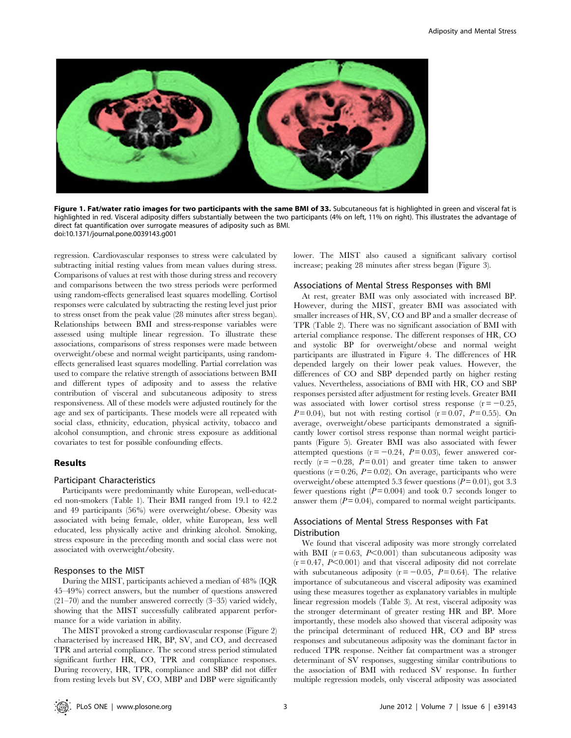**Figure 1. Fat/water ratio images for two participants with the same BMI of 33.** Subcutaneous fat is highlighted in green and visceral fat is highlighted in red. Visceral adiposity differs substantially between the two participants (4% on left, 11% on right). This illustrates the advantage of direct fat quantification over surrogate measures of adiposity such as BMI.
doi:10.1371/journal.pone.0039143.g001

regression. Cardiovascular responses to stress were calculated by subtracting initial resting values from mean values during stress. Comparisons of values at rest with those during stress and recovery and comparisons between the two stress periods were performed using random-effects generalised least squares modelling. Cortisol responses were calculated by subtracting the resting level just prior to stress onset from the peak value (28 minutes after stress began). Relationships between BMI and stress-response variables were assessed using multiple linear regression. To illustrate these associations, comparisons of stress responses were made between overweight/obese and normal weight participants, using random-effects generalised least squares modelling. Partial correlation was used to compare the relative strength of associations between BMI and different types of adiposity and to assess the relative contribution of visceral and subcutaneous adiposity to stress responsiveness. All of these models were adjusted routinely for the age and sex of participants. These models were all repeated with social class, ethnicity, education, physical activity, tobacco and alcohol consumption, and chronic stress exposure as additional covariates to test for possible confounding effects.

## Results

### Participant Characteristics

Participants were predominantly white European, well-educated non-smokers (Table 1). Their BMI ranged from 19.1 to 42.2 and 49 participants (56%) were overweight/obese. Obesity was associated with being female, older, white European, less well educated, less physically active and drinking alcohol. Smoking, stress exposure in the preceding month and social class were not associated with overweight/obesity.

### Responses to the MIST

During the MIST, participants achieved a median of 48% (IQR 45–49%) correct answers, but the number of questions answered (21–70) and the number answered correctly (3–35) varied widely, showing that the MIST successfully calibrated apparent performance for a wide variation in ability.

The MIST provoked a strong cardiovascular response (Figure 2) characterised by increased HR, BP, SV, and CO, and decreased TPR and arterial compliance. The second stress period stimulated significant further HR, CO, TPR and compliance responses. During recovery, HR, TPR, compliance and SBP did not differ from resting levels but SV, CO, MBP and DBP were significantly lower. The MIST also caused a significant salivary cortisol increase; peaking 28 minutes after stress began (Figure 3).

### Associations of Mental Stress Responses with BMI

At rest, greater BMI was only associated with increased BP. However, during the MIST, greater BMI was associated with smaller increases of HR, SV, CO and BP and a smaller decrease of TPR (Table 2). There was no significant association of BMI with arterial compliance response. The different responses of HR, CO and systolic BP for overweight/obese and normal weight participants are illustrated in Figure 4. The differences of HR depended largely on their lower peak values. However, the differences of CO and SBP depended partly on higher resting values. Nevertheless, associations of BMI with HR, CO and SBP responses persisted after adjustment for resting levels. Greater BMI was associated with lower cortisol stress response ($r = -0.25$, $P = 0.04$), but not with resting cortisol ($r = 0.07$, $P = 0.55$). On average, overweight/obese participants demonstrated a significantly lower cortisol stress response than normal weight participants (Figure 5). Greater BMI was also associated with fewer attempted questions ($r = -0.24$, $P = 0.03$), fewer answered correctly ($r = -0.28$, $P = 0.01$) and greater time taken to answer questions ($r = 0.26$, $P = 0.02$). On average, participants who were overweight/obese attempted 5.3 fewer questions ($P = 0.01$), got 3.3 fewer questions right ($P = 0.004$) and took 0.7 seconds longer to answer them ($P = 0.04$), compared to normal weight participants.

### Associations of Mental Stress Responses with Fat Distribution

We found that visceral adiposity was more strongly correlated with BMI ($r = 0.63$, $P < 0.001$) than subcutaneous adiposity was ($r = 0.47$, $P < 0.001$) and that visceral adiposity did not correlate with subcutaneous adiposity ($r = -0.05$, $P = 0.64$). The relative importance of subcutaneous and visceral adiposity was examined using these measures together as explanatory variables in multiple linear regression models (Table 3). At rest, visceral adiposity was the stronger determinant of greater resting HR and BP. More importantly, these models also showed that visceral adiposity was the principal determinant of reduced HR, CO and BP stress responses and subcutaneous adiposity was the dominant factor in reduced TPR response. Neither fat compartment was a stronger determinant of SV responses, suggesting similar contributions to the association of BMI with reduced SV response. In further multiple regression models, only visceral adiposity was associated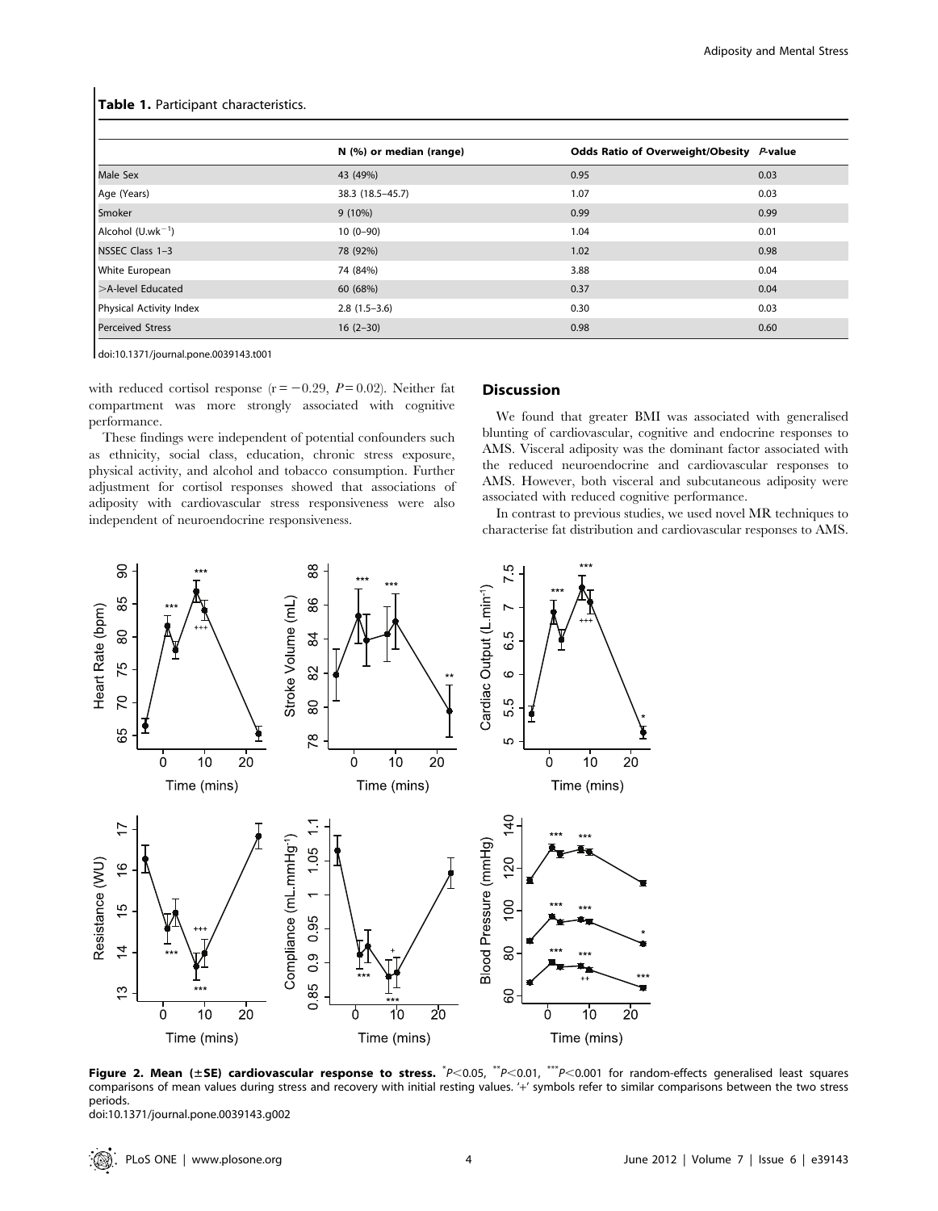**Table 1.** Participant characteristics.

| | N (%) or median (range) | Odds Ratio of Overweight/Obesity | *P*-value |
|---|---|---|---|
| Male Sex | 43 (49%) | 0.95 | 0.03 |
| Age (Years) | 38.3 (18.5–45.7) | 1.07 | 0.03 |
| Smoker | 9 (10%) | 0.99 | 0.99 |
| Alcohol ($U.wk^{-1}$) | 10 (0–90) | 1.04 | 0.01 |
| NSSEC Class 1–3 | 78 (92%) | 1.02 | 0.98 |
| White European | 74 (84%) | 3.88 | 0.04 |
| >A-level Educated | 60 (68%) | 0.37 | 0.04 |
| Physical Activity Index | 2.8 (1.5–3.6) | 0.30 | 0.03 |
| Perceived Stress | 16 (2–30) | 0.98 | 0.60 |

doi:10.1371/journal.pone.0039143.t001

with reduced cortisol response ($r = -0.29$, $P = 0.02$). Neither fat compartment was more strongly associated with cognitive performance.

These findings were independent of potential confounders such as ethnicity, social class, education, chronic stress exposure, physical activity, and alcohol and tobacco consumption. Further adjustment for cortisol responses showed that associations of adiposity with cardiovascular stress responsiveness were also independent of neuroendocrine responsiveness.

## Discussion

We found that greater BMI was associated with generalised blunting of cardiovascular, cognitive and endocrine responses to AMS. Visceral adiposity was the dominant factor associated with the reduced neuroendocrine and cardiovascular responses to AMS. However, both visceral and subcutaneous adiposity were associated with reduced cognitive performance.

In contrast to previous studies, we used novel MR techniques to characterise fat distribution and cardiovascular responses to AMS.

**Figure 2. Mean (±SE) cardiovascular response to stress.** *$P<0.05$, **$P<0.01$, ***$P<0.001$ for random-effects generalised least squares comparisons of mean values during stress and recovery with initial resting values. '+' symbols refer to similar comparisons between the two stress periods.

doi:10.1371/journal.pone.0039143.g002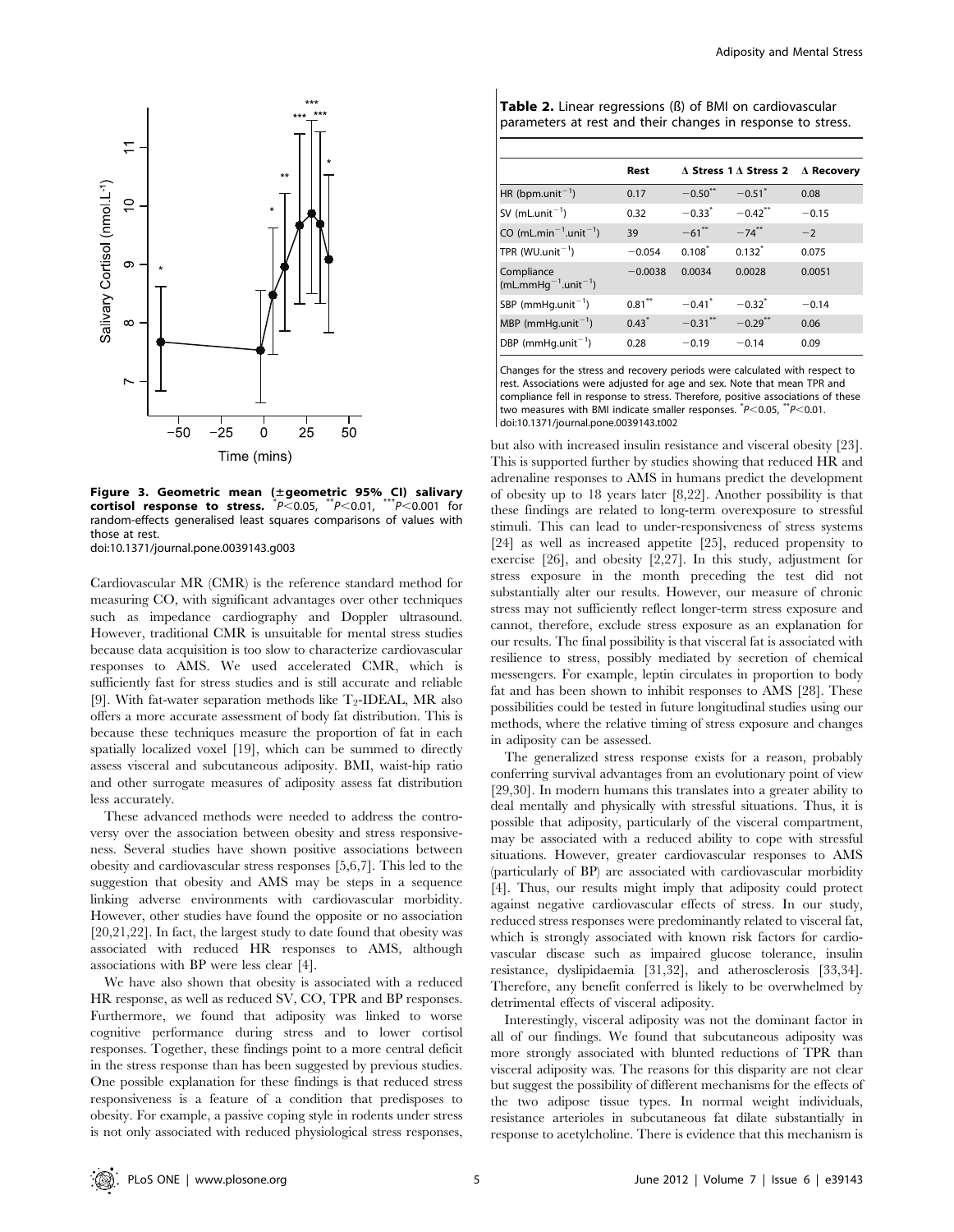Figure 3. Geometric mean (±geometric 95% CI) salivary cortisol response to stress. *$P<0.05$, **$P<0.01$, ***$P<0.001$ for random-effects generalised least squares comparisons of values with those at rest.
doi:10.1371/journal.pone.0039143.g003

Cardiovascular MR (CMR) is the reference standard method for measuring CO, with significant advantages over other techniques such as impedance cardiography and Doppler ultrasound. However, traditional CMR is unsuitable for mental stress studies because data acquisition is too slow to characterize cardiovascular responses to AMS. We used accelerated CMR, which is sufficiently fast for stress studies and is still accurate and reliable [9]. With fat-water separation methods like $T_2$-IDEAL, MR also offers a more accurate assessment of body fat distribution. This is because these techniques measure the proportion of fat in each spatially localized voxel [19], which can be summed to directly assess visceral and subcutaneous adiposity. BMI, waist-hip ratio and other surrogate measures of adiposity assess fat distribution less accurately.

These advanced methods were needed to address the controversy over the association between obesity and stress responsiveness. Several studies have shown positive associations between obesity and cardiovascular stress responses [5,6,7]. This led to the suggestion that obesity and AMS may be steps in a sequence linking adverse environments with cardiovascular morbidity. However, other studies have found the opposite or no association [20,21,22]. In fact, the largest study to date found that obesity was associated with reduced HR responses to AMS, although associations with BP were less clear [4].

We have also shown that obesity is associated with a reduced HR response, as well as reduced SV, CO, TPR and BP responses. Furthermore, we found that adiposity was linked to worse cognitive performance during stress and to lower cortisol responses. Together, these findings point to a more central deficit in the stress response than has been suggested by previous studies. One possible explanation for these findings is that reduced stress responsiveness is a feature of a condition that predisposes to obesity. For example, a passive coping style in rodents under stress is not only associated with reduced physiological stress responses,

**Table 2.** Linear regressions (ß) of BMI on cardiovascular parameters at rest and their changes in response to stress.

| | Rest | Δ Stress 1 | Δ Stress 2 | Δ Recovery |
|---|---|---|---|---|
| HR (bpm.unit$^{-1}$) | 0.17 | −0.50** | −0.51* | 0.08 |
| SV (mL.unit$^{-1}$) | 0.32 | −0.33* | −0.42** | −0.15 |
| CO (mL.min$^{-1}$.unit$^{-1}$) | 39 | −61** | −74** | −2 |
| TPR (WU.unit$^{-1}$) | −0.054 | 0.108* | 0.132* | 0.075 |
| Compliance (mL.mmHg$^{-1}$.unit$^{-1}$) | −0.0038 | 0.0034 | 0.0028 | 0.0051 |
| SBP (mmHg.unit$^{-1}$) | 0.81** | −0.41* | −0.32* | −0.14 |
| MBP (mmHg.unit$^{-1}$) | 0.43* | −0.31** | −0.29** | 0.06 |
| DBP (mmHg.unit$^{-1}$) | 0.28 | −0.19 | −0.14 | 0.09 |

Changes for the stress and recovery periods were calculated with respect to rest. Associations were adjusted for age and sex. Note that mean TPR and compliance fell in response to stress. Therefore, positive associations of these two measures with BMI indicate smaller responses. *$P<0.05$, **$P<0.01$.
doi:10.1371/journal.pone.0039143.t002

but also with increased insulin resistance and visceral obesity [23]. This is supported further by studies showing that reduced HR and adrenaline responses to AMS in humans predict the development of obesity up to 18 years later [8,22]. Another possibility is that these findings are related to long-term overexposure to stressful stimuli. This can lead to under-responsiveness of stress systems [24] as well as increased appetite [25], reduced propensity to exercise [26], and obesity [2,27]. In this study, adjustment for stress exposure in the month preceding the test did not substantially alter our results. However, our measure of chronic stress may not sufficiently reflect longer-term stress exposure and cannot, therefore, exclude stress exposure as an explanation for our results. The final possibility is that visceral fat is associated with resilience to stress, possibly mediated by secretion of chemical messengers. For example, leptin circulates in proportion to body fat and has been shown to inhibit responses to AMS [28]. These possibilities could be tested in future longitudinal studies using our methods, where the relative timing of stress exposure and changes in adiposity can be assessed.

The generalized stress response exists for a reason, probably conferring survival advantages from an evolutionary point of view [29,30]. In modern humans this translates into a greater ability to deal mentally and physically with stressful situations. Thus, it is possible that adiposity, particularly of the visceral compartment, may be associated with a reduced ability to cope with stressful situations. However, greater cardiovascular responses to AMS (particularly of BP) are associated with cardiovascular morbidity [4]. Thus, our results might imply that adiposity could protect against negative cardiovascular effects of stress. In our study, reduced stress responses were predominantly related to visceral fat, which is strongly associated with known risk factors for cardiovascular disease such as impaired glucose tolerance, insulin resistance, dyslipidaemia [31,32], and atherosclerosis [33,34]. Therefore, any benefit conferred is likely to be overwhelmed by detrimental effects of visceral adiposity.

Interestingly, visceral adiposity was not the dominant factor in all of our findings. We found that subcutaneous adiposity was more strongly associated with blunted reductions of TPR than visceral adiposity was. The reasons for this disparity are not clear but suggest the possibility of different mechanisms for the effects of the two adipose tissue types. In normal weight individuals, resistance arterioles in subcutaneous fat dilate substantially in response to acetylcholine. There is evidence that this mechanism is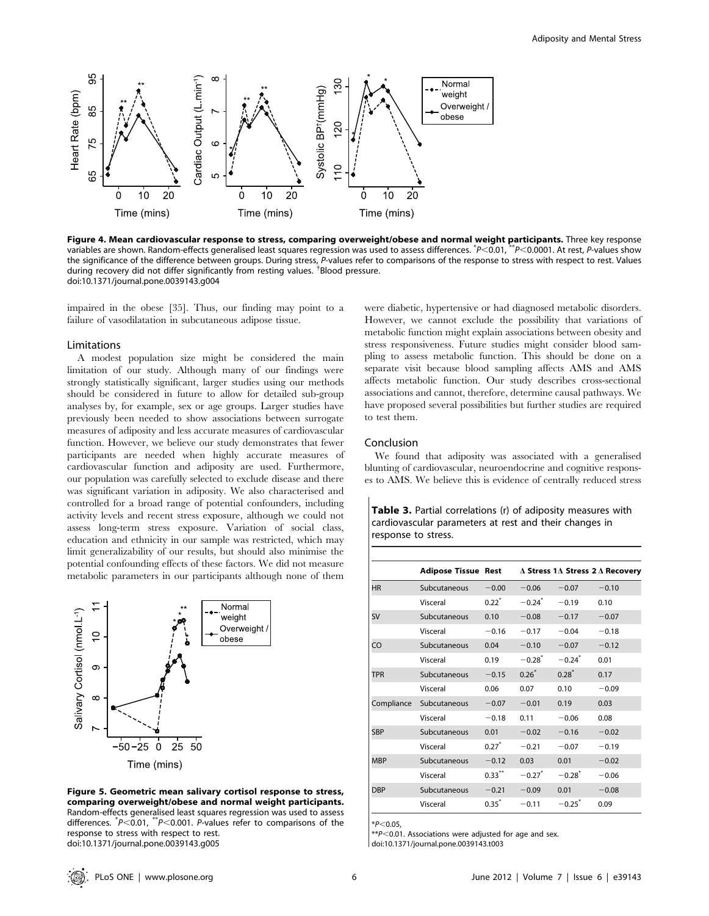**Figure 4. Mean cardiovascular response to stress, comparing overweight/obese and normal weight participants.** Three key response variables are shown. Random-effects generalised least squares regression was used to assess differences. *$P<0.01$, **$P<0.0001$. At rest, *P*-values show the significance of the difference between groups. During stress, *P*-values refer to comparisons of the response to stress with respect to rest. Values during recovery did not differ significantly from resting values. †Blood pressure.
doi:10.1371/journal.pone.0039143.g004

impaired in the obese [35]. Thus, our finding may point to a failure of vasodilatation in subcutaneous adipose tissue.

### Limitations

A modest population size might be considered the main limitation of our study. Although many of our findings were strongly statistically significant, larger studies using our methods should be considered in future to allow for detailed sub-group analyses by, for example, sex or age groups. Larger studies have previously been needed to show associations between surrogate measures of adiposity and less accurate measures of cardiovascular function. However, we believe our study demonstrates that fewer participants are needed when highly accurate measures of cardiovascular function and adiposity are used. Furthermore, our population was carefully selected to exclude disease and there was significant variation in adiposity. We also characterised and controlled for a broad range of potential confounders, including activity levels and recent stress exposure, although we could not assess long-term stress exposure. Variation of social class, education and ethnicity in our sample was restricted, which may limit generalizability of our results, but should also minimise the potential confounding effects of these factors. We did not measure metabolic parameters in our participants although none of them were diabetic, hypertensive or had diagnosed metabolic disorders. However, we cannot exclude the possibility that variations of metabolic function might explain associations between obesity and stress responsiveness. Future studies might consider blood sampling to assess metabolic function. This should be done on a separate visit because blood sampling affects AMS and AMS affects metabolic function. Our study describes cross-sectional associations and cannot, therefore, determine causal pathways. We have proposed several possibilities but further studies are required to test them.

**Figure 5. Geometric mean salivary cortisol response to stress, comparing overweight/obese and normal weight participants.** Random-effects generalised least squares regression was used to assess differences. *$P<0.01$, **$P<0.001$. *P*-values refer to comparisons of the response to stress with respect to rest.
doi:10.1371/journal.pone.0039143.g005

### Conclusion

We found that adiposity was associated with a generalised blunting of cardiovascular, neuroendocrine and cognitive responses to AMS. We believe this is evidence of centrally reduced stress

**Table 3.** Partial correlations (r) of adiposity measures with cardiovascular parameters at rest and their changes in response to stress.

| | Adipose Tissue | Rest | Δ Stress 1 | Δ Stress 2 | Δ Recovery |
|---|---|---|---|---|---|
| HR | Subcutaneous | −0.00 | −0.06 | −0.07 | −0.10 |
| | Visceral | 0.22* | −0.24* | −0.19 | 0.10 |
| SV | Subcutaneous | 0.10 | −0.08 | −0.17 | −0.07 |
| | Visceral | −0.16 | −0.17 | −0.04 | −0.18 |
| CO | Subcutaneous | 0.04 | −0.10 | −0.07 | −0.12 |
| | Visceral | 0.19 | −0.28* | −0.24* | 0.01 |
| TPR | Subcutaneous | −0.15 | 0.26* | 0.28* | 0.17 |
| | Visceral | 0.06 | 0.07 | 0.10 | −0.09 |
| Compliance | Subcutaneous | −0.07 | −0.01 | 0.19 | 0.03 |
| | Visceral | −0.18 | 0.11 | −0.06 | 0.08 |
| SBP | Subcutaneous | 0.01 | −0.02 | −0.16 | −0.02 |
| | Visceral | 0.27* | −0.21 | −0.07 | −0.19 |
| MBP | Subcutaneous | −0.12 | 0.03 | 0.01 | −0.02 |
| | Visceral | 0.33** | −0.27* | −0.28* | −0.06 |
| DBP | Subcutaneous | −0.21 | −0.09 | 0.01 | −0.08 |
| | Visceral | 0.35* | −0.11 | −0.25* | 0.09 |

*$P<0.05$,
**$P<0.01$. Associations were adjusted for age and sex.
doi:10.1371/journal.pone.0039143.t003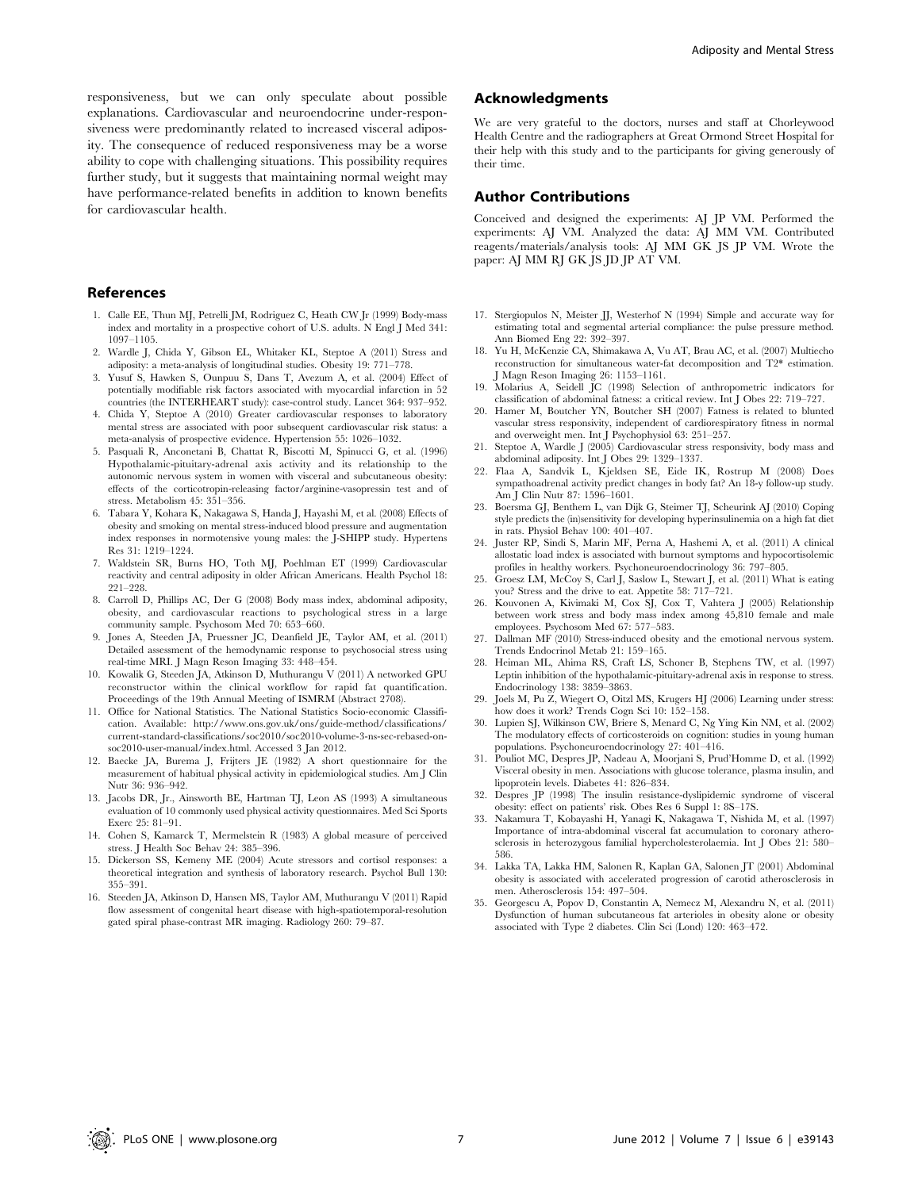responsiveness, but we can only speculate about possible explanations. Cardiovascular and neuroendocrine under-responsiveness were predominantly related to increased visceral adiposity. The consequence of reduced responsiveness may be a worse ability to cope with challenging situations. This possibility requires further study, but it suggests that maintaining normal weight may have performance-related benefits in addition to known benefits for cardiovascular health.

## Acknowledgments

We are very grateful to the doctors, nurses and staff at Chorleywood Health Centre and the radiographers at Great Ormond Street Hospital for their help with this study and to the participants for giving generously of their time.

## Author Contributions

Conceived and designed the experiments: AJ JP VM. Performed the experiments: AJ VM. Analyzed the data: AJ MM VM. Contributed reagents/materials/analysis tools: AJ MM GK JS JP VM. Wrote the paper: AJ MM RJ GK JS JD JP AT VM.

## References

1. Calle EE, Thun MJ, Petrelli JM, Rodriguez C, Heath CW Jr (1999) Body-mass index and mortality in a prospective cohort of U.S. adults. N Engl J Med 341: 1097–1105.
2. Wardle J, Chida Y, Gibson EL, Whitaker KL, Steptoe A (2011) Stress and adiposity: a meta-analysis of longitudinal studies. Obesity 19: 771–778.
3. Yusuf S, Hawken S, Ounpuu S, Dans T, Avezum A, et al. (2004) Effect of potentially modifiable risk factors associated with myocardial infarction in 52 countries (the INTERHEART study): case-control study. Lancet 364: 937–952.
4. Chida Y, Steptoe A (2010) Greater cardiovascular responses to laboratory mental stress are associated with poor subsequent cardiovascular risk status: a meta-analysis of prospective evidence. Hypertension 55: 1026–1032.
5. Pasquali R, Anconetani B, Chattat R, Biscotti M, Spinucci G, et al. (1996) Hypothalamic-pituitary-adrenal axis activity and its relationship to the autonomic nervous system in women with visceral and subcutaneous obesity: effects of the corticotropin-releasing factor/arginine-vasopressin test and of stress. Metabolism 45: 351–356.
6. Tabara Y, Kohara K, Nakagawa S, Handa J, Hayashi M, et al. (2008) Effects of obesity and smoking on mental stress-induced blood pressure and augmentation index responses in normotensive young males: the J-SHIPP study. Hypertens Res 31: 1219–1224.
7. Waldstein SR, Burns HO, Toth MJ, Poehlman ET (1999) Cardiovascular reactivity and central adiposity in older African Americans. Health Psychol 18: 221–228.
8. Carroll D, Phillips AC, Der G (2008) Body mass index, abdominal adiposity, obesity, and cardiovascular reactions to psychological stress in a large community sample. Psychosom Med 70: 653–660.
9. Jones A, Steeden JA, Pruessner JC, Deanfield JE, Taylor AM, et al. (2011) Detailed assessment of the hemodynamic response to psychosocial stress using real-time MRI. J Magn Reson Imaging 33: 448–454.
10. Kowalik G, Steeden JA, Atkinson D, Muthurangu V (2011) A networked GPU reconstructor within the clinical workflow for rapid fat quantification. Proceedings of the 19th Annual Meeting of ISMRM (Abstract 2708).
11. Office for National Statistics. The National Statistics Socio-economic Classification. Available: http://www.ons.gov.uk/ons/guide-method/classifications/current-standard-classifications/soc2010/soc2010-volume-3-ns-sec-rebased-on-soc2010-user-manual/index.html. Accessed 3 Jan 2012.
12. Baecke JA, Burema J, Frijters JE (1982) A short questionnaire for the measurement of habitual physical activity in epidemiological studies. Am J Clin Nutr 36: 936–942.
13. Jacobs DR, Jr., Ainsworth BE, Hartman TJ, Leon AS (1993) A simultaneous evaluation of 10 commonly used physical activity questionnaires. Med Sci Sports Exerc 25: 81–91.
14. Cohen S, Kamarck T, Mermelstein R (1983) A global measure of perceived stress. J Health Soc Behav 24: 385–396.
15. Dickerson SS, Kemeny ME (2004) Acute stressors and cortisol responses: a theoretical integration and synthesis of laboratory research. Psychol Bull 130: 355–391.
16. Steeden JA, Atkinson D, Hansen MS, Taylor AM, Muthurangu V (2011) Rapid flow assessment of congenital heart disease with high-spatiotemporal-resolution gated spiral phase-contrast MR imaging. Radiology 260: 79–87.
17. Stergiopulos N, Meister JJ, Westerhof N (1994) Simple and accurate way for estimating total and segmental arterial compliance: the pulse pressure method. Ann Biomed Eng 22: 392–397.
18. Yu H, McKenzie CA, Shimakawa A, Vu AT, Brau AC, et al. (2007) Multiecho reconstruction for simultaneous water-fat decomposition and T2* estimation. J Magn Reson Imaging 26: 1153–1161.
19. Molarius A, Seidell JC (1998) Selection of anthropometric indicators for classification of abdominal fatness: a critical review. Int J Obes 22: 719–727.
20. Hamer M, Boutcher YN, Boutcher SH (2007) Fatness is related to blunted vascular stress responsivity, independent of cardiorespiratory fitness in normal and overweight men. Int J Psychophysiol 63: 251–257.
21. Steptoe A, Wardle J (2005) Cardiovascular stress responsivity, body mass and abdominal adiposity. Int J Obes 29: 1329–1337.
22. Flaa A, Sandvik L, Kjeldsen SE, Eide IK, Rostrup M (2008) Does sympathoadrenal activity predict changes in body fat? An 18-y follow-up study. Am J Clin Nutr 87: 1596–1601.
23. Boersma GJ, Benthem L, van Dijk G, Steimer TJ, Scheurink AJ (2010) Coping style predicts the (in)sensitivity for developing hyperinsulinemia on a high fat diet in rats. Physiol Behav 100: 401–407.
24. Juster RP, Sindi S, Marin MF, Perna A, Hashemi A, et al. (2011) A clinical allostatic load index is associated with burnout symptoms and hypocortisolemic profiles in healthy workers. Psychoneuroendocrinology 36: 797–805.
25. Groesz LM, McCoy S, Carl J, Saslow L, Stewart J, et al. (2011) What is eating you? Stress and the drive to eat. Appetite 58: 717–721.
26. Kouvonen A, Kivimaki M, Cox SJ, Cox T, Vahtera J (2005) Relationship between work stress and body mass index among 45,810 female and male employees. Psychosom Med 67: 577–583.
27. Dallman MF (2010) Stress-induced obesity and the emotional nervous system. Trends Endocrinol Metab 21: 159–165.
28. Heiman ML, Ahima RS, Craft LS, Schoner B, Stephens TW, et al. (1997) Leptin inhibition of the hypothalamic-pituitary-adrenal axis in response to stress. Endocrinology 138: 3859–3863.
29. Joels M, Pu Z, Wiegert O, Oitzl MS, Krugers HJ (2006) Learning under stress: how does it work? Trends Cogn Sci 10: 152–158.
30. Lupien SJ, Wilkinson CW, Briere S, Menard C, Ng Ying Kin NM, et al. (2002) The modulatory effects of corticosteroids on cognition: studies in young human populations. Psychoneuroendocrinology 27: 401–416.
31. Pouliot MC, Despres JP, Nadeau A, Moorjani S, Prud'Homme D, et al. (1992) Visceral obesity in men. Associations with glucose tolerance, plasma insulin, and lipoprotein levels. Diabetes 41: 826–834.
32. Despres JP (1998) The insulin resistance-dyslipidemic syndrome of visceral obesity: effect on patients' risk. Obes Res 6 Suppl 1: 8S–17S.
33. Nakamura T, Kobayashi H, Yanagi K, Nakagawa T, Nishida M, et al. (1997) Importance of intra-abdominal visceral fat accumulation to coronary atherosclerosis in heterozygous familial hypercholesterolaemia. Int J Obes 21: 580–586.
34. Lakka TA, Lakka HM, Salonen R, Kaplan GA, Salonen JT (2001) Abdominal obesity is associated with accelerated progression of carotid atherosclerosis in men. Atherosclerosis 154: 497–504.
35. Georgescu A, Popov D, Constantin A, Nemecz M, Alexandru N, et al. (2011) Dysfunction of human subcutaneous fat arterioles in obesity alone or obesity associated with Type 2 diabetes. Clin Sci (Lond) 120: 463–472.